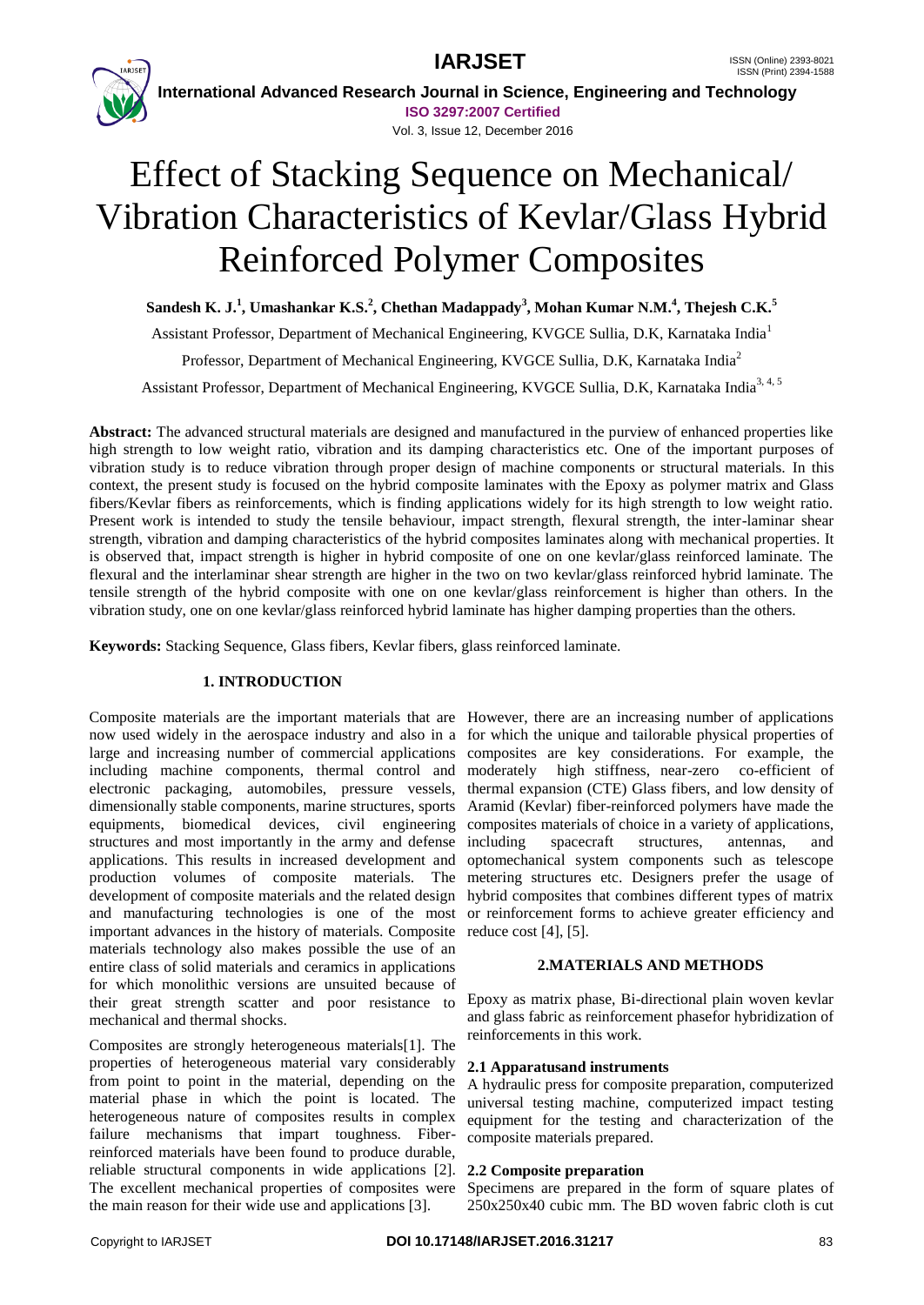# Effect of Stacking Sequence on Mechanical/ Vibration Characteristics of Kevlar/Glass Hybrid Reinforced Polymer Composites

**Sandesh K. J.[1], Umashankar K.S.[2], Chethan Madappady[3], Mohan Kumar N.M.[4], Thejesh C.K.[5]**

Assistant Professor, Department of Mechanical Engineering, KVGCE Sullia, D.K, Karnataka India[1]

Professor, Department of Mechanical Engineering, KVGCE Sullia, D.K, Karnataka India[2]

Assistant Professor, Department of Mechanical Engineering, KVGCE Sullia, D.K, Karnataka India[3, 4, 5]

**Abstract:** The advanced structural materials are designed and manufactured in the purview of enhanced properties like high strength to low weight ratio, vibration and its damping characteristics etc. One of the important purposes of vibration study is to reduce vibration through proper design of machine components or structural materials. In this context, the present study is focused on the hybrid composite laminates with the Epoxy as polymer matrix and Glass fibers/Kevlar fibers as reinforcements, which is finding applications widely for its high strength to low weight ratio. Present work is intended to study the tensile behaviour, impact strength, flexural strength, the inter-laminar shear strength, vibration and damping characteristics of the hybrid composites laminates along with mechanical properties. It is observed that, impact strength is higher in hybrid composite of one on one kevlar/glass reinforced laminate. The flexural and the interlaminar shear strength are higher in the two on two kevlar/glass reinforced hybrid laminate. The tensile strength of the hybrid composite with one on one kevlar/glass reinforcement is higher than others. In the vibration study, one on one kevlar/glass reinforced hybrid laminate has higher damping properties than the others.

**Keywords:** Stacking Sequence, Glass fibers, Kevlar fibers, glass reinforced laminate.

## 1. INTRODUCTION

Composite materials are the important materials that are now used widely in the aerospace industry and also in a large and increasing number of commercial applications including machine components, thermal control and electronic packaging, automobiles, pressure vessels, dimensionally stable components, marine structures, sports equipments, biomedical devices, civil engineering structures and most importantly in the army and defense applications. This results in increased development and production volumes of composite materials. The development of composite materials and the related design and manufacturing technologies is one of the most important advances in the history of materials. Composite materials technology also makes possible the use of an entire class of solid materials and ceramics in applications for which monolithic versions are unsuited because of their great strength scatter and poor resistance to mechanical and thermal shocks.

Composites are strongly heterogeneous materials[1]. The properties of heterogeneous material vary considerably from point to point in the material, depending on the material phase in which the point is located. The heterogeneous nature of composites results in complex failure mechanisms that impart toughness. Fiber-reinforced materials have been found to produce durable, reliable structural components in wide applications [2]. The excellent mechanical properties of composites were the main reason for their wide use and applications [3].

However, there are an increasing number of applications for which the unique and tailorable physical properties of composites are key considerations. For example, the moderately high stiffness, near-zero co-efficient of thermal expansion (CTE) Glass fibers, and low density of Aramid (Kevlar) fiber-reinforced polymers have made the composites materials of choice in a variety of applications, including spacecraft structures, antennas, and optomechanical system components such as telescope metering structures etc. Designers prefer the usage of hybrid composites that combines different types of matrix or reinforcement forms to achieve greater efficiency and reduce cost [4], [5].

## 2.MATERIALS AND METHODS

Epoxy as matrix phase, Bi-directional plain woven kevlar and glass fabric as reinforcement phasefor hybridization of reinforcements in this work.

### 2.1 Apparatusand instruments

A hydraulic press for composite preparation, computerized universal testing machine, computerized impact testing equipment for the testing and characterization of the composite materials prepared.

### 2.2 Composite preparation

Specimens are prepared in the form of square plates of 250x250x40 cubic mm. The BD woven fabric cloth is cut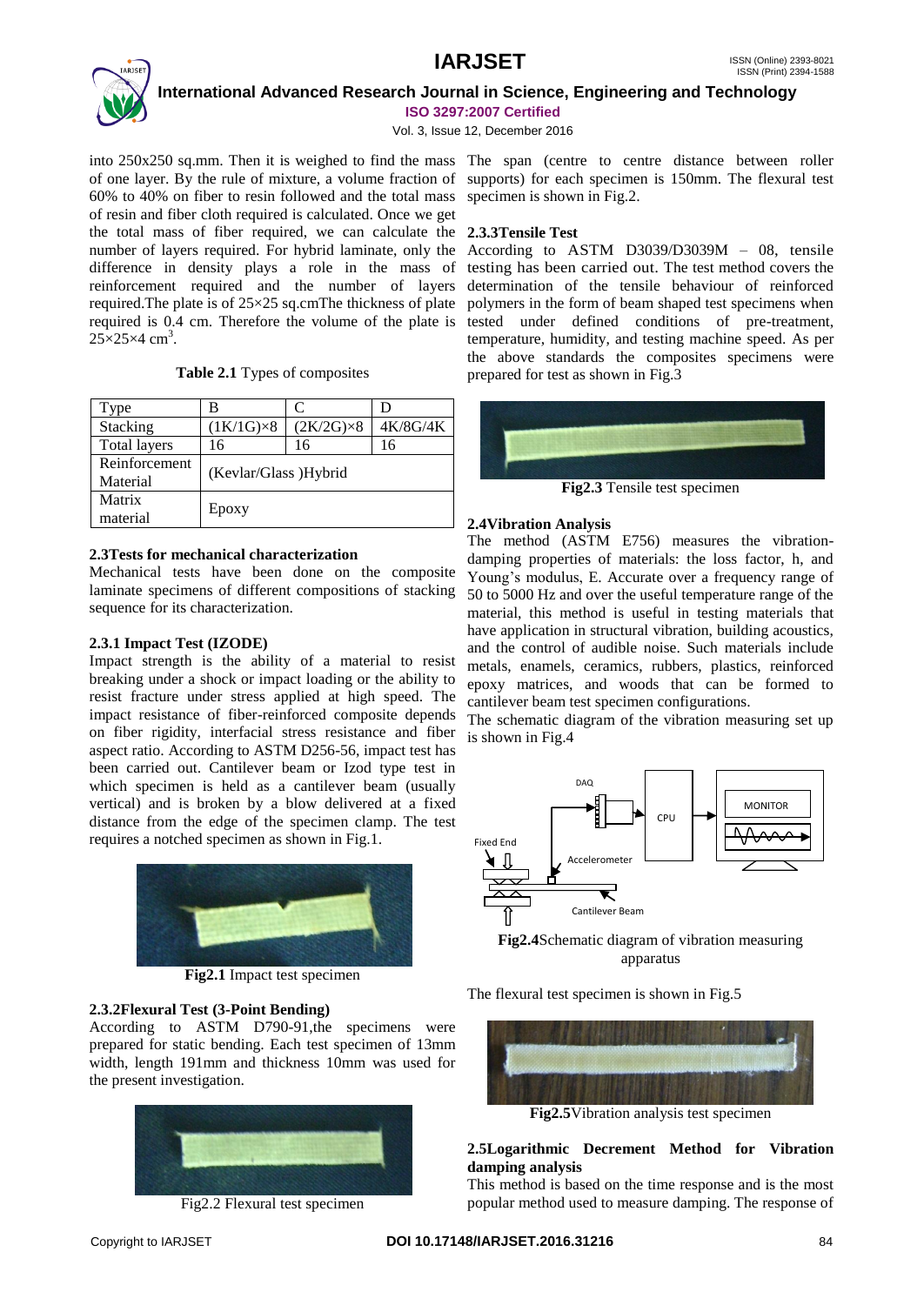into 250x250 sq.mm. Then it is weighed to find the mass of one layer. By the rule of mixture, a volume fraction of 60% to 40% on fiber to resin followed and the total mass of resin and fiber cloth required is calculated. Once we get the total mass of fiber required, we can calculate the number of layers required. For hybrid laminate, only the difference in density plays a role in the mass of reinforcement required and the number of layers required.The plate is of 25×25 sq.cmThe thickness of plate required is 0.4 cm. Therefore the volume of the plate is $25 \times 25 \times 4$ $cm^3$.

**Table 2.1** Types of composites

| Type | B | C | D |
|---|---|---|---|
| Stacking | (1K/1G)×8 | (2K/2G)×8 | 4K/8G/4K |
| Total layers | 16 | 16 | 16 |
| Reinforcement Material | (Kevlar/Glass )Hybrid | | |
| Matrix material | Epoxy | | |

### 2.3Tests for mechanical characterization

Mechanical tests have been done on the composite laminate specimens of different compositions of stacking sequence for its characterization.

### 2.3.1 Impact Test (IZODE)

Impact strength is the ability of a material to resist breaking under a shock or impact loading or the ability to resist fracture under stress applied at high speed. The impact resistance of fiber-reinforced composite depends on fiber rigidity, interfacial stress resistance and fiber aspect ratio. According to ASTM D256-56, impact test has been carried out. Cantilever beam or Izod type test in which specimen is held as a cantilever beam (usually vertical) and is broken by a blow delivered at a fixed distance from the edge of the specimen clamp. The test requires a notched specimen as shown in Fig.1.

**Fig2.1** Impact test specimen

### 2.3.2Flexural Test (3-Point Bending)

According to ASTM D790-91,the specimens were prepared for static bending. Each test specimen of 13mm width, length 191mm and thickness 10mm was used for the present investigation.

Fig2.2 Flexural test specimen

The span (centre to centre distance between roller supports) for each specimen is 150mm. The flexural test specimen is shown in Fig.2.

### 2.3.3Tensile Test

According to ASTM D3039/D3039M – 08, tensile testing has been carried out. The test method covers the determination of the tensile behaviour of reinforced polymers in the form of beam shaped test specimens when tested under defined conditions of pre-treatment, temperature, humidity, and testing machine speed. As per the above standards the composites specimens were prepared for test as shown in Fig.3

**Fig2.3** Tensile test specimen

### 2.4Vibration Analysis

The method (ASTM E756) measures the vibration-damping properties of materials: the loss factor, h, and Young's modulus, E. Accurate over a frequency range of 50 to 5000 Hz and over the useful temperature range of the material, this method is useful in testing materials that have application in structural vibration, building acoustics, and the control of audible noise. Such materials include metals, enamels, ceramics, rubbers, plastics, reinforced epoxy matrices, and woods that can be formed to cantilever beam test specimen configurations.

The schematic diagram of the vibration measuring set up is shown in Fig.4

**Fig2.4**Schematic diagram of vibration measuring apparatus

The flexural test specimen is shown in Fig.5

**Fig2.5**Vibration analysis test specimen

### 2.5Logarithmic Decrement Method for Vibration damping analysis

This method is based on the time response and is the most popular method used to measure damping. The response of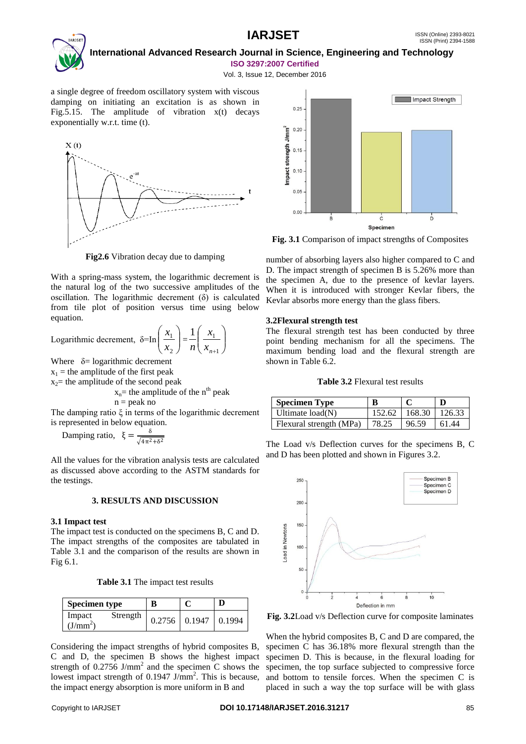a single degree of freedom oscillatory system with viscous damping on initiating an excitation is as shown in Fig.5.15. The amplitude of vibration x(t) decays exponentially w.r.t. time (t).

**Fig2.6** Vibration decay due to damping

With a spring-mass system, the logarithmic decrement is the natural log of the two successive amplitudes of the oscillation. The logarithmic decrement (δ) is calculated from tile plot of position versus time using below equation.

Logarithmic decrement, $\delta = \ln\left(\frac{x_1}{x_2}\right) = \frac{1}{n}\left(\frac{x_1}{x_{n+1}}\right)$

Where δ= logarithmic decrement
$x_1$ = the amplitude of the first peak
$x_2$= the amplitude of the second peak
$x_n$= the amplitude of the $n^{th}$ peak
n = peak no

The damping ratio ξ in terms of the logarithmic decrement is represented in below equation.

Damping ratio, $\xi = \frac{\delta}{\sqrt{4\pi^2+\delta^2}}$

All the values for the vibration analysis tests are calculated as discussed above according to the ASTM standards for the testings.

## 3. RESULTS AND DISCUSSION

### 3.1 Impact test

The impact test is conducted on the specimens B, C and D. The impact strengths of the composites are tabulated in Table 3.1 and the comparison of the results are shown in Fig 6.1.

**Table 3.1** The impact test results

| Specimen type | B | C | D |
|---|---|---|---|
| Impact Strength ($J/mm^2$) | 0.2756 | 0.1947 | 0.1994 |

Considering the impact strengths of hybrid composites B, C and D, the specimen B shows the highest impact strength of 0.2756 $J/mm^2$ and the specimen C shows the lowest impact strength of 0.1947 $J/mm^2$. This is because, the impact energy absorption is more uniform in B and number of absorbing layers also higher compared to C and D. The impact strength of specimen B is 5.26% more than the specimen A, due to the presence of kevlar layers. When it is introduced with stronger Kevlar fibers, the Kevlar absorbs more energy than the glass fibers.

**Fig. 3.1** Comparison of impact strengths of Composites

### 3.2Flexural strength test

The flexural strength test has been conducted by three point bending mechanism for all the specimens. The maximum bending load and the flexural strength are shown in Table 6.2.

**Table 3.2** Flexural test results

| Specimen Type | B | C | D |
|---|---|---|---|
| Ultimate load(N) | 152.62 | 168.30 | 126.33 |
| Flexural strength (MPa) | 78.25 | 96.59 | 61.44 |

The Load v/s Deflection curves for the specimens B, C and D has been plotted and shown in Figures 3.2.

**Fig. 3.2**Load v/s Deflection curve for composite laminates

When the hybrid composites B, C and D are compared, the specimen C has 36.18% more flexural strength than the specimen D. This is because, in the flexural loading for specimen, the top surface subjected to compressive force and bottom to tensile forces. When the specimen C is placed in such a way the top surface will be with glass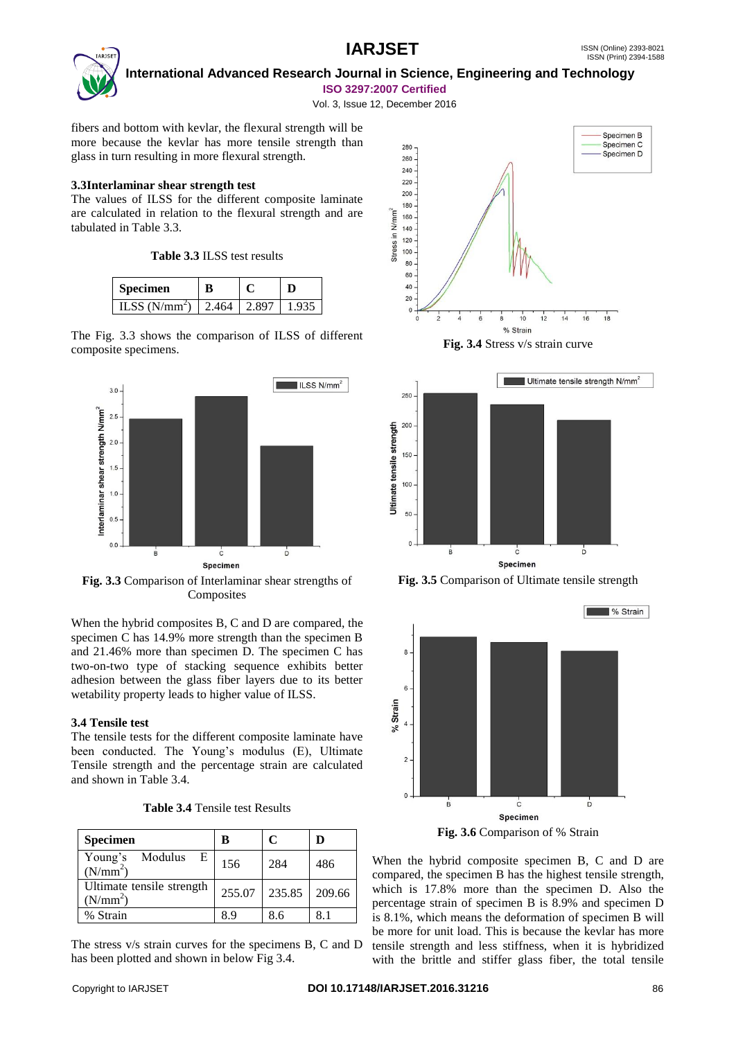fibers and bottom with kevlar, the flexural strength will be more because the kevlar has more tensile strength than glass in turn resulting in more flexural strength.

### 3.3Interlaminar shear strength test

The values of ILSS for the different composite laminate are calculated in relation to the flexural strength and are tabulated in Table 3.3.

**Table 3.3** ILSS test results

| Specimen | B | C | D |
|---|---|---|---|
| ILSS (N/mm$^2$) | 2.464 | 2.897 | 1.935 |

The Fig. 3.3 shows the comparison of ILSS of different composite specimens.

**Fig. 3.3** Comparison of Interlaminar shear strengths of Composites

When the hybrid composites B, C and D are compared, the specimen C has 14.9% more strength than the specimen B and 21.46% more than specimen D. The specimen C has two-on-two type of stacking sequence exhibits better adhesion between the glass fiber layers due to its better wetability property leads to higher value of ILSS.

### 3.4 Tensile test

The tensile tests for the different composite laminate have been conducted. The Young's modulus (E), Ultimate Tensile strength and the percentage strain are calculated and shown in Table 3.4.

**Table 3.4** Tensile test Results

| Specimen | B | C | D |
|---|---|---|---|
| Young's Modulus E (N/mm$^2$) | 156 | 284 | 486 |
| Ultimate tensile strength (N/mm$^2$) | 255.07 | 235.85 | 209.66 |
| % Strain | 8.9 | 8.6 | 8.1 |

The stress v/s strain curves for the specimens B, C and D has been plotted and shown in below Fig 3.4.

**Fig. 3.4** Stress v/s strain curve

**Fig. 3.5** Comparison of Ultimate tensile strength

**Fig. 3.6** Comparison of % Strain

When the hybrid composite specimen B, C and D are compared, the specimen B has the highest tensile strength, which is 17.8% more than the specimen D. Also the percentage strain of specimen B is 8.9% and specimen D is 8.1%, which means the deformation of specimen B will be more for unit load. This is because the kevlar has more tensile strength and less stiffness, when it is hybridized with the brittle and stiffer glass fiber, the total tensile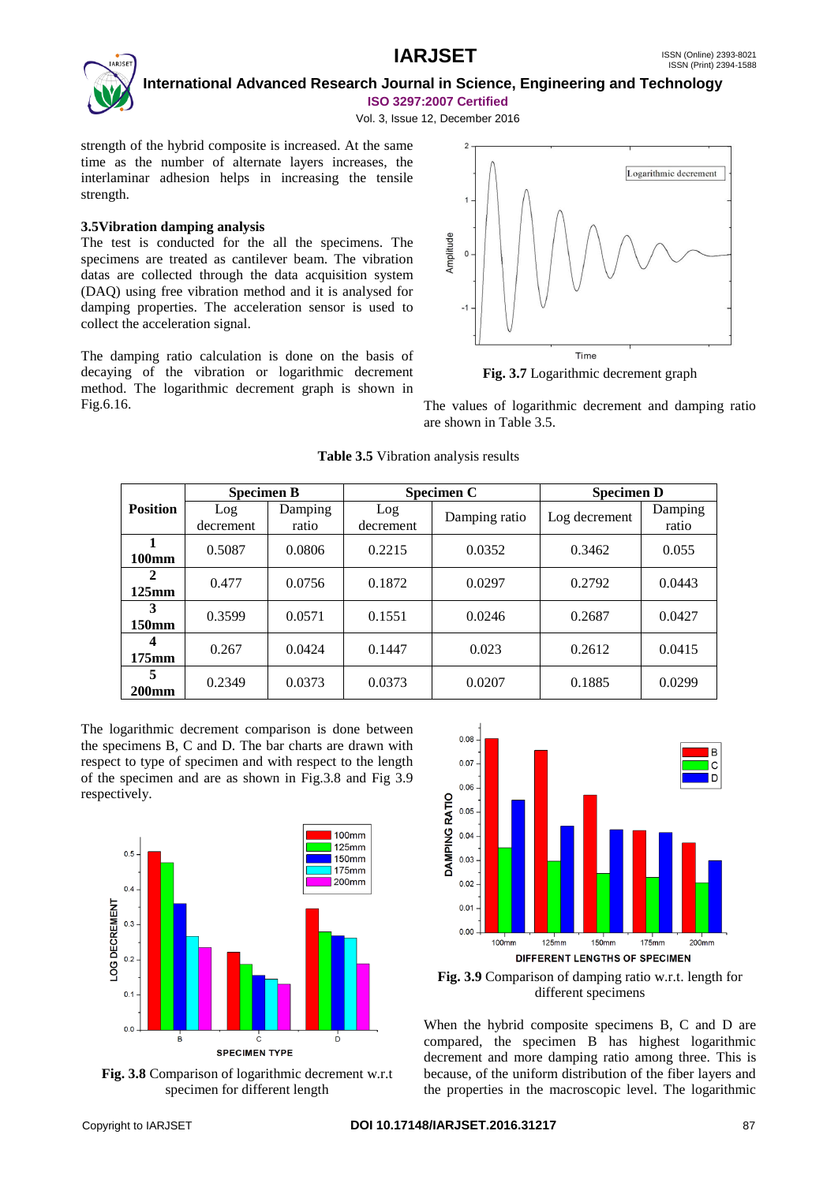strength of the hybrid composite is increased. At the same time as the number of alternate layers increases, the interlaminar adhesion helps in increasing the tensile strength.

### 3.5Vibration damping analysis

The test is conducted for the all the specimens. The specimens are treated as cantilever beam. The vibration datas are collected through the data acquisition system (DAQ) using free vibration method and it is analysed for damping properties. The acceleration sensor is used to collect the acceleration signal.

The damping ratio calculation is done on the basis of decaying of the vibration or logarithmic decrement method. The logarithmic decrement graph is shown in Fig.6.16.

**Fig. 3.7** Logarithmic decrement graph

The values of logarithmic decrement and damping ratio are shown in Table 3.5.

**Table 3.5** Vibration analysis results

| Position | Specimen B | | Specimen C | | Specimen D | |
|---|---|---|---|---|---|---|
| | Log decrement | Damping ratio | Log decrement | Damping ratio | Log decrement | Damping ratio |
| **1 100mm** | 0.5087 | 0.0806 | 0.2215 | 0.0352 | 0.3462 | 0.055 |
| **2 125mm** | 0.477 | 0.0756 | 0.1872 | 0.0297 | 0.2792 | 0.0443 |
| **3 150mm** | 0.3599 | 0.0571 | 0.1551 | 0.0246 | 0.2687 | 0.0427 |
| **4 175mm** | 0.267 | 0.0424 | 0.1447 | 0.023 | 0.2612 | 0.0415 |
| **5 200mm** | 0.2349 | 0.0373 | 0.0373 | 0.0207 | 0.1885 | 0.0299 |

The logarithmic decrement comparison is done between the specimens B, C and D. The bar charts are drawn with respect to type of specimen and with respect to the length of the specimen and are as shown in Fig.3.8 and Fig 3.9 respectively.

**Fig. 3.8** Comparison of logarithmic decrement w.r.t specimen for different length

**Fig. 3.9** Comparison of damping ratio w.r.t. length for different specimens

When the hybrid composite specimens B, C and D are compared, the specimen B has highest logarithmic decrement and more damping ratio among three. This is because, of the uniform distribution of the fiber layers and the properties in the macroscopic level. The logarithmic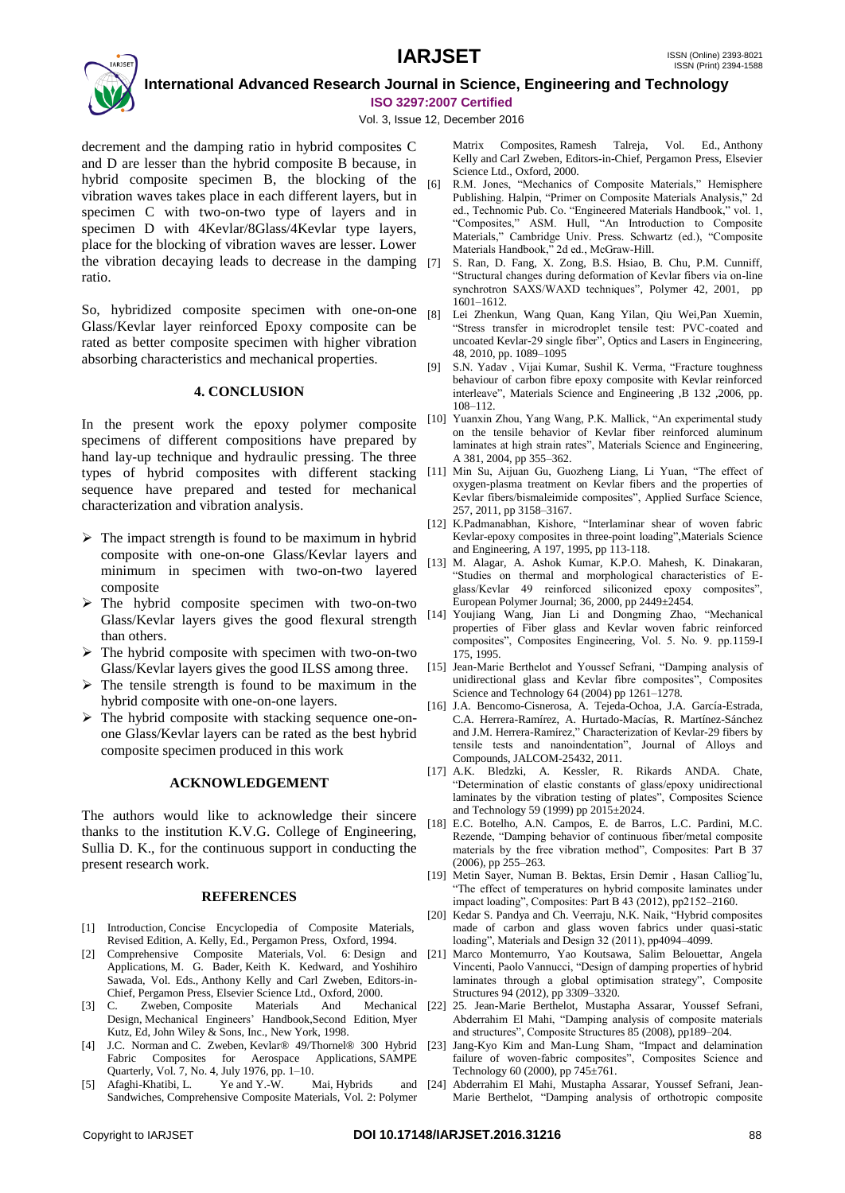decrement and the damping ratio in hybrid composites C and D are lesser than the hybrid composite B because, in hybrid composite specimen B, the blocking of the vibration waves takes place in each different layers, but in specimen C with two-on-two type of layers and in specimen D with 4Kevlar/8Glass/4Kevlar type layers, place for the blocking of vibration waves are lesser. Lower the vibration decaying leads to decrease in the damping ratio.

So, hybridized composite specimen with one-on-one Glass/Kevlar layer reinforced Epoxy composite can be rated as better composite specimen with higher vibration absorbing characteristics and mechanical properties.

## 4. CONCLUSION

In the present work the epoxy polymer composite specimens of different compositions have prepared by hand lay-up technique and hydraulic pressing. The three types of hybrid composites with different stacking sequence have prepared and tested for mechanical characterization and vibration analysis.

- The impact strength is found to be maximum in hybrid composite with one-on-one Glass/Kevlar layers and minimum in specimen with two-on-two layered composite
- The hybrid composite specimen with two-on-two Glass/Kevlar layers gives the good flexural strength than others.
- The hybrid composite with specimen with two-on-two Glass/Kevlar layers gives the good ILSS among three.
- The tensile strength is found to be maximum in the hybrid composite with one-on-one layers.
- The hybrid composite with stacking sequence one-on-one Glass/Kevlar layers can be rated as the best hybrid composite specimen produced in this work

## ACKNOWLEDGEMENT

The authors would like to acknowledge their sincere thanks to the institution K.V.G. College of Engineering, Sullia D. K., for the continuous support in conducting the present research work.

## REFERENCES

[1] Introduction, Concise Encyclopedia of Composite Materials, Revised Edition, A. Kelly, Ed., Pergamon Press, Oxford, 1994.

[2] Comprehensive Composite Materials, Vol. 6: Design and Applications, M. G. Bader, Keith K. Kedward, and Yoshihiro Sawada, Vol. Eds., Anthony Kelly and Carl Zweben, Editors-in-Chief, Pergamon Press, Elsevier Science Ltd., Oxford, 2000.

[3] C. Zweben, Composite Materials And Mechanical Design, Mechanical Engineers' Handbook,Second Edition, Myer Kutz, Ed, John Wiley & Sons, Inc., New York, 1998.

[4] J.C. Norman and C. Zweben, Kevlar® 49/Thornel® 300 Hybrid Fabric Composites for Aerospace Applications, SAMPE Quarterly, Vol. 7, No. 4, July 1976, pp. 1–10.

[5] Afaghi-Khatibi, L. Ye and Y.-W. Mai, Hybrids and Sandwiches, Comprehensive Composite Materials, Vol. 2: Polymer Matrix Composites, Ramesh Talreja, Vol. Ed., Anthony Kelly and Carl Zweben, Editors-in-Chief, Pergamon Press, Elsevier Science Ltd., Oxford, 2000.

[6] R.M. Jones, "Mechanics of Composite Materials," Hemisphere Publishing. Halpin, "Primer on Composite Materials Analysis," 2d ed., Technomic Pub. Co. "Engineered Materials Handbook," vol. 1, "Composites," ASM. Hull, "An Introduction to Composite Materials," Cambridge Univ. Press. Schwartz (ed.), "Composite Materials Handbook," 2d ed., McGraw-Hill.

[7] S. Ran, D. Fang, X. Zong, B.S. Hsiao, B. Chu, P.M. Cunniff, "Structural changes during deformation of Kevlar fibers via on-line synchrotron SAXS/WAXD techniques", Polymer 42, 2001, pp 1601–1612.

[8] Lei Zhenkun, Wang Quan, Kang Yilan, Qiu Wei,Pan Xuemin, "Stress transfer in microdroplet tensile test: PVC-coated and uncoated Kevlar-29 single fiber", Optics and Lasers in Engineering, 48, 2010, pp. 1089–1095

[9] S.N. Yadav , Vijai Kumar, Sushil K. Verma, "Fracture toughness behaviour of carbon fibre epoxy composite with Kevlar reinforced interleave", Materials Science and Engineering ,B 132 ,2006, pp. 108–112.

[10] Yuanxin Zhou, Yang Wang, P.K. Mallick, "An experimental study on the tensile behavior of Kevlar fiber reinforced aluminum laminates at high strain rates", Materials Science and Engineering, A 381, 2004, pp 355–362.

[11] Min Su, Aijuan Gu, Guozheng Liang, Li Yuan, "The effect of oxygen-plasma treatment on Kevlar fibers and the properties of Kevlar fibers/bismaleimide composites", Applied Surface Science, 257, 2011, pp 3158–3167.

[12] K.Padmanabhan, Kishore, "Interlaminar shear of woven fabric Kevlar-epoxy composites in three-point loading",Materials Science and Engineering, A 197, 1995, pp 113-118.

[13] M. Alagar, A. Ashok Kumar, K.P.O. Mahesh, K. Dinakaran, "Studies on thermal and morphological characteristics of E-glass/Kevlar 49 reinforced siliconized epoxy composites", European Polymer Journal; 36, 2000, pp 2449±2454.

[14] Youjiang Wang, Jian Li and Dongming Zhao, "Mechanical properties of Fiber glass and Kevlar woven fabric reinforced composites", Composites Engineering, Vol. 5. No. 9. pp.1159-I 175, 1995.

[15] Jean-Marie Berthelot and Youssef Sefrani, "Damping analysis of unidirectional glass and Kevlar fibre composites", Composites Science and Technology 64 (2004) pp 1261–1278.

[16] J.A. Bencomo-Cisnerosa, A. Tejeda-Ochoa, J.A. García-Estrada, C.A. Herrera-Ramírez, A. Hurtado-Macías, R. Martínez-Sánchez and J.M. Herrera-Ramírez," Characterization of Kevlar-29 fibers by tensile tests and nanoindentation", Journal of Alloys and Compounds, JALCOM-25432, 2011.

[17] A.K. Bledzki, A. Kessler, R. Rikards ANDA. Chate, "Determination of elastic constants of glass/epoxy unidirectional laminates by the vibration testing of plates", Composites Science and Technology 59 (1999) pp 2015±2024.

[18] E.C. Botelho, A.N. Campos, E. de Barros, L.C. Pardini, M.C. Rezende, "Damping behavior of continuous fiber/metal composite materials by the free vibration method", Composites: Part B 37 (2006), pp 255–263.

[19] Metin Sayer, Numan B. Bektas, Ersin Demir , Hasan Callioglu, "The effect of temperatures on hybrid composite laminates under impact loading", Composites: Part B 43 (2012), pp2152–2160.

[20] Kedar S. Pandya and Ch. Veerraju, N.K. Naik, "Hybrid composites made of carbon and glass woven fabrics under quasi-static loading", Materials and Design 32 (2011), pp4094–4099.

[21] Marco Montemurro, Yao Koutsawa, Salim Belouettar, Angela Vincenti, Paolo Vannucci, "Design of damping properties of hybrid laminates through a global optimisation strategy", Composite Structures 94 (2012), pp 3309–3320.

[22] 25. Jean-Marie Berthelot, Mustapha Assarar, Youssef Sefrani, Abderrahim El Mahi, "Damping analysis of composite materials and structures", Composite Structures 85 (2008), pp189–204.

[23] Jang-Kyo Kim and Man-Lung Sham, "Impact and delamination failure of woven-fabric composites", Composites Science and Technology 60 (2000), pp 745±761.

[24] Abderrahim El Mahi, Mustapha Assarar, Youssef Sefrani, Jean-Marie Berthelot, "Damping analysis of orthotropic composite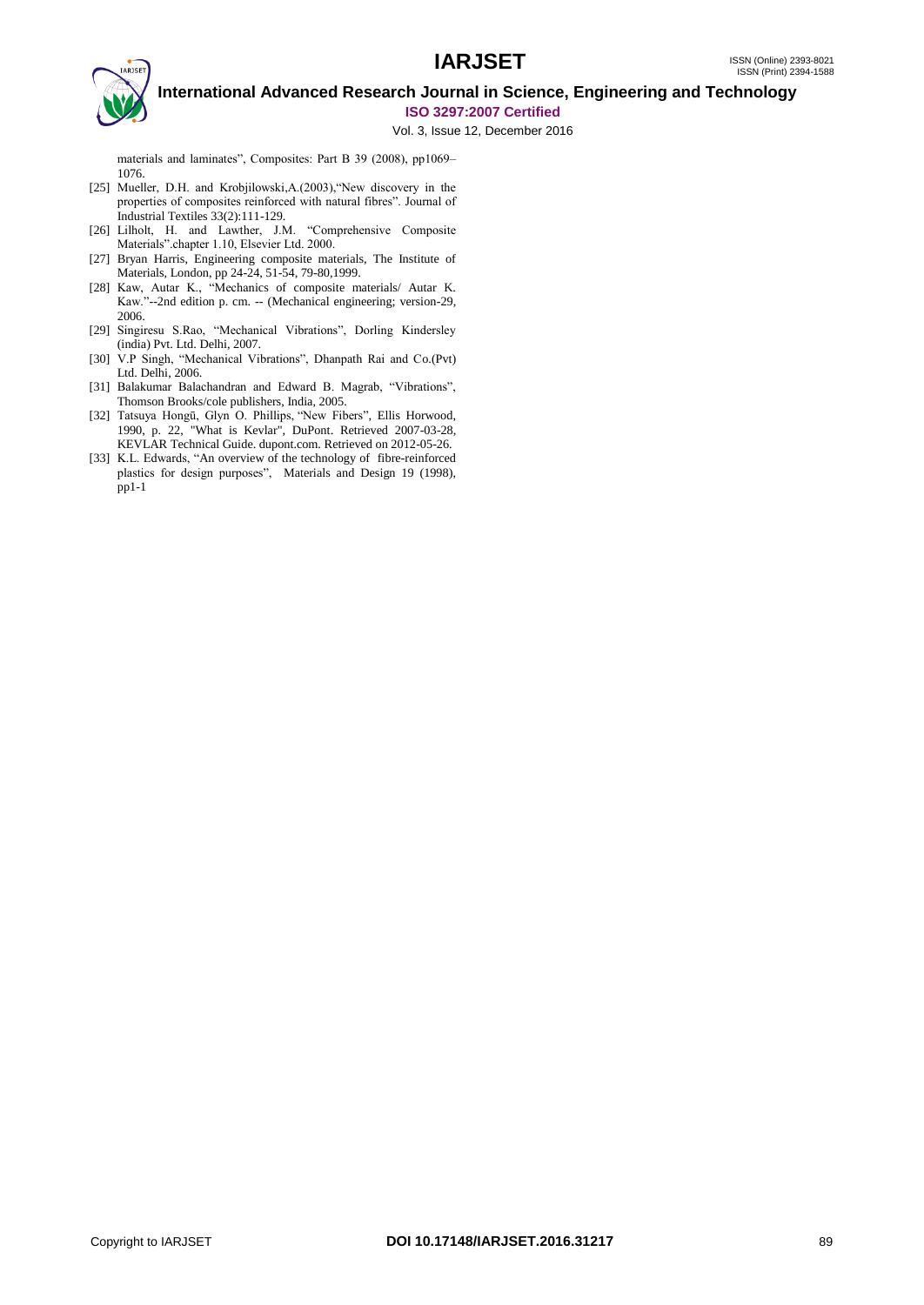materials and laminates", Composites: Part B 39 (2008), pp1069–1076.

[25] Mueller, D.H. and Krobjilowski,A.(2003),"New discovery in the properties of composites reinforced with natural fibres". Journal of Industrial Textiles 33(2):111-129.

[26] Lilholt, H. and Lawther, J.M. "Comprehensive Composite Materials".chapter 1.10, Elsevier Ltd. 2000.

[27] Bryan Harris, Engineering composite materials, The Institute of Materials, London, pp 24-24, 51-54, 79-80,1999.

[28] Kaw, Autar K., "Mechanics of composite materials/ Autar K. Kaw."--2nd edition p. cm. -- (Mechanical engineering; version-29, 2006.

[29] Singiresu S.Rao, "Mechanical Vibrations", Dorling Kindersley (india) Pvt. Ltd. Delhi, 2007.

[30] V.P Singh, "Mechanical Vibrations", Dhanpath Rai and Co.(Pvt) Ltd. Delhi, 2006.

[31] Balakumar Balachandran and Edward B. Magrab, "Vibrations", Thomson Brooks/cole publishers, India, 2005.

[32] Tatsuya Hongū, Glyn O. Phillips, "New Fibers", Ellis Horwood, 1990, p. 22, "What is Kevlar", DuPont. Retrieved 2007-03-28, KEVLAR Technical Guide. dupont.com. Retrieved on 2012-05-26.

[33] K.L. Edwards, "An overview of the technology of fibre-reinforced plastics for design purposes", Materials and Design 19 (1998), pp1-1